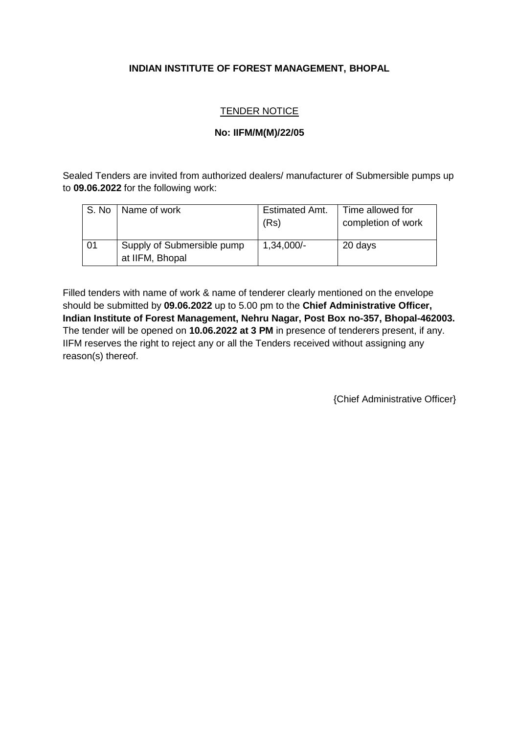**INDIAN INSTITUTE OF FOREST MANAGEMENT, BHOPAL**

TENDER NOTICE

**No: IIFM/M(M)/22/05**

Sealed Tenders are invited from authorized dealers/ manufacturer of Submersible pumps up to **09.06.2022** for the following work:

| S. No | Name of work | Estimated Amt. (Rs) | Time allowed for completion of work |
|---|---|---|---|
| 01 | Supply of Submersible pump at IIFM, Bhopal | 1,34,000/- | 20 days |

Filled tenders with name of work & name of tenderer clearly mentioned on the envelope should be submitted by **09.06.2022** up to 5.00 pm to the **Chief Administrative Officer, Indian Institute of Forest Management, Nehru Nagar, Post Box no-357, Bhopal-462003.** The tender will be opened on **10.06.2022 at 3 PM** in presence of tenderers present, if any. IIFM reserves the right to reject any or all the Tenders received without assigning any reason(s) thereof.

{Chief Administrative Officer}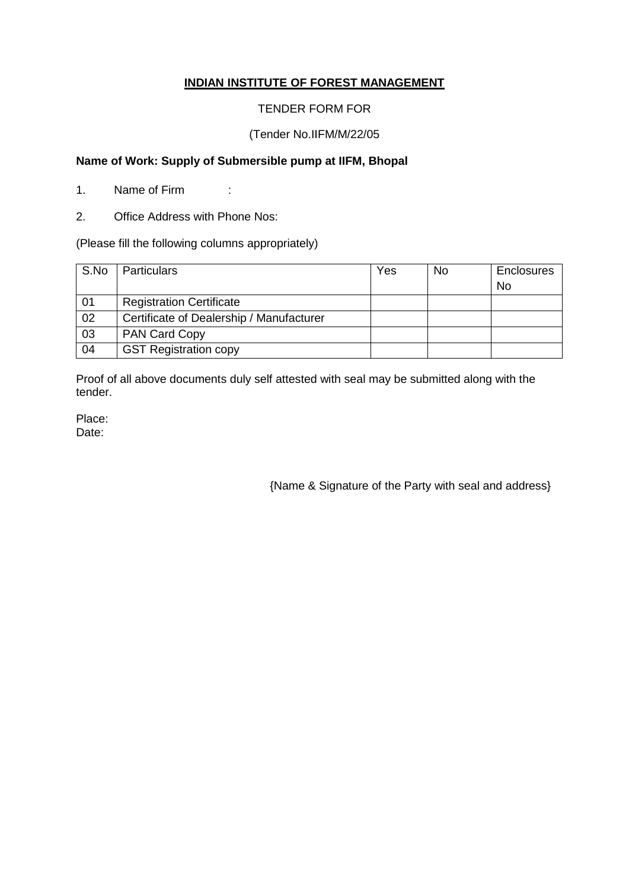# **INDIAN INSTITUTE OF FOREST MANAGEMENT**

TENDER FORM FOR

(Tender No.IIFM/M/22/05

**Name of Work: Supply of Submersible pump at IIFM, Bhopal**

1. Name of Firm :
2. Office Address with Phone Nos:

(Please fill the following columns appropriately)

| S.No | Particulars | Yes | No | Enclosures No |
|---|---|---|---|---|
| 01 | Registration Certificate | | | |
| 02 | Certificate of Dealership / Manufacturer | | | |
| 03 | PAN Card Copy | | | |
| 04 | GST Registration copy | | | |

Proof of all above documents duly self attested with seal may be submitted along with the tender.

Place:
Date:

{Name & Signature of the Party with seal and address}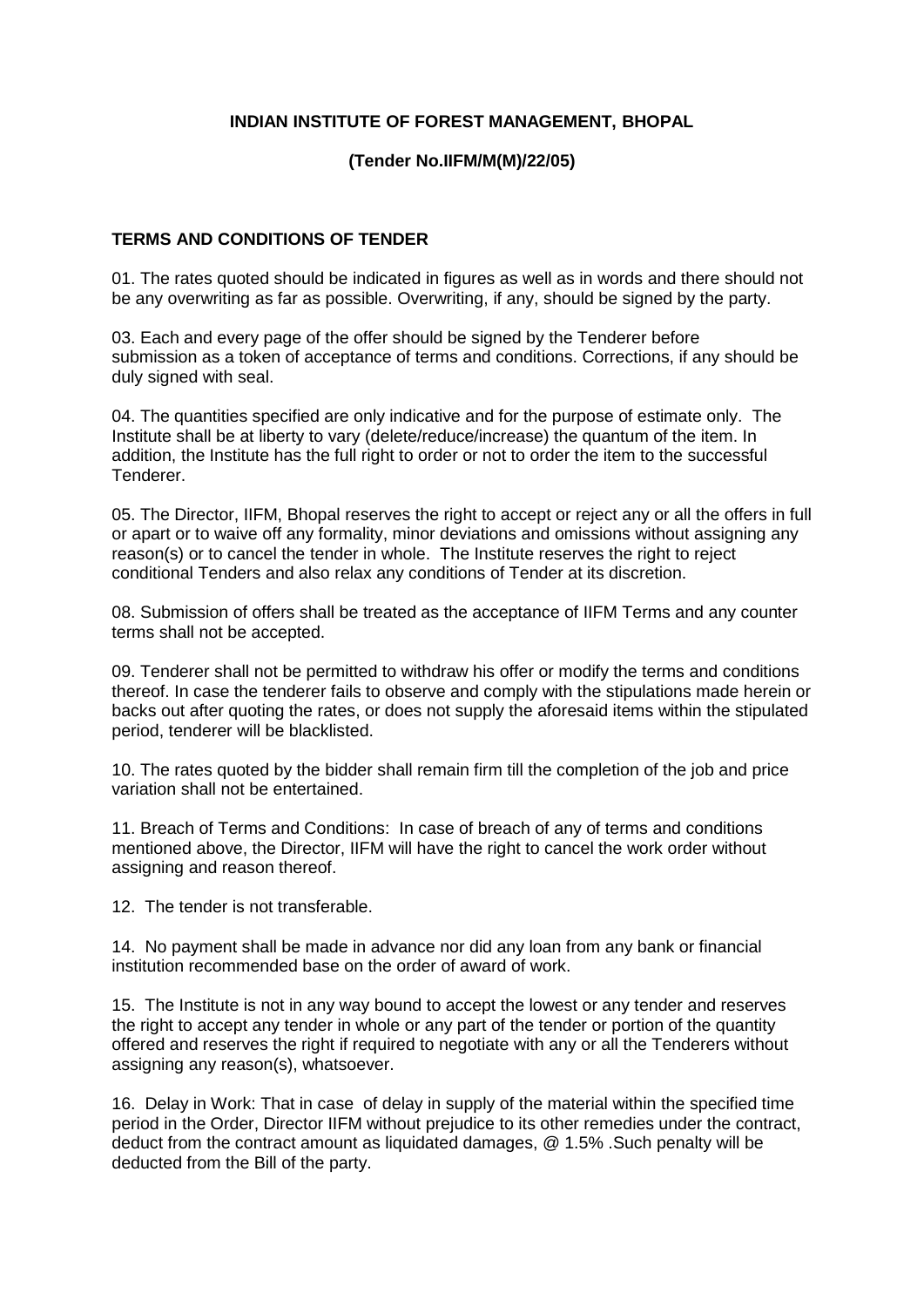**INDIAN INSTITUTE OF FOREST MANAGEMENT, BHOPAL**

**(Tender No.IIFM/M(M)/22/05)**

**TERMS AND CONDITIONS OF TENDER**

01. The rates quoted should be indicated in figures as well as in words and there should not be any overwriting as far as possible. Overwriting, if any, should be signed by the party.

03. Each and every page of the offer should be signed by the Tenderer before submission as a token of acceptance of terms and conditions. Corrections, if any should be duly signed with seal.

04. The quantities specified are only indicative and for the purpose of estimate only. The Institute shall be at liberty to vary (delete/reduce/increase) the quantum of the item. In addition, the Institute has the full right to order or not to order the item to the successful Tenderer.

05. The Director, IIFM, Bhopal reserves the right to accept or reject any or all the offers in full or apart or to waive off any formality, minor deviations and omissions without assigning any reason(s) or to cancel the tender in whole. The Institute reserves the right to reject conditional Tenders and also relax any conditions of Tender at its discretion.

08. Submission of offers shall be treated as the acceptance of IIFM Terms and any counter terms shall not be accepted.

09. Tenderer shall not be permitted to withdraw his offer or modify the terms and conditions thereof. In case the tenderer fails to observe and comply with the stipulations made herein or backs out after quoting the rates, or does not supply the aforesaid items within the stipulated period, tenderer will be blacklisted.

10. The rates quoted by the bidder shall remain firm till the completion of the job and price variation shall not be entertained.

11. Breach of Terms and Conditions: In case of breach of any of terms and conditions mentioned above, the Director, IIFM will have the right to cancel the work order without assigning and reason thereof.

12. The tender is not transferable.

14. No payment shall be made in advance nor did any loan from any bank or financial institution recommended base on the order of award of work.

15. The Institute is not in any way bound to accept the lowest or any tender and reserves the right to accept any tender in whole or any part of the tender or portion of the quantity offered and reserves the right if required to negotiate with any or all the Tenderers without assigning any reason(s), whatsoever.

16. Delay in Work: That in case of delay in supply of the material within the specified time period in the Order, Director IIFM without prejudice to its other remedies under the contract, deduct from the contract amount as liquidated damages, @ 1.5% .Such penalty will be deducted from the Bill of the party.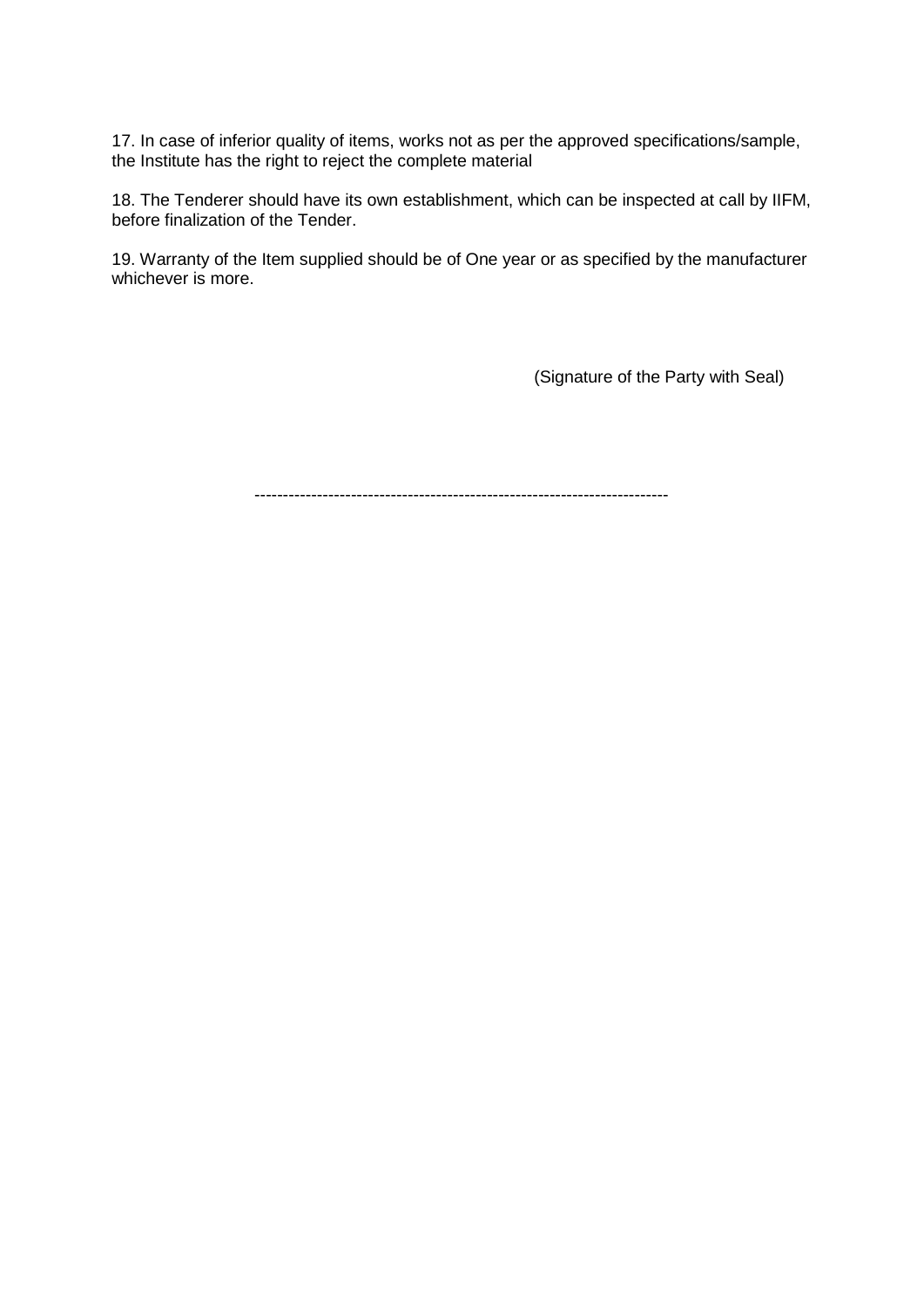17. In case of inferior quality of items, works not as per the approved specifications/sample, the Institute has the right to reject the complete material

18. The Tenderer should have its own establishment, which can be inspected at call by IIFM, before finalization of the Tender.

19. Warranty of the Item supplied should be of One year or as specified by the manufacturer whichever is more.

(Signature of the Party with Seal)

------------------------------------------------------------------------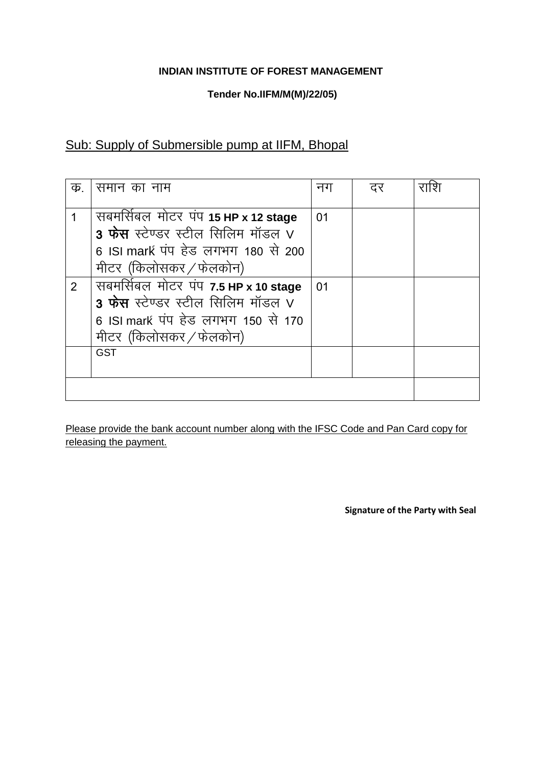**INDIAN INSTITUTE OF FOREST MANAGEMENT**

**Tender No.IIFM/M(M)/22/05)**

Sub: Supply of Submersible pump at IIFM, Bhopal

| क्र. | समान का नाम | नग | दर | राशि |
|---|---|---|---|---|
| 1 | सबमर्सिबल मोटर पंप **15 HP x 12 stage 3 फेस** स्टेण्डर स्टील सिलिम मॉडल V 6 ISI mark पंप हेड लगभग 180 से 200 मीटर (किलोसकर / फेलकोन) | 01 | | |
| 2 | सबमर्सिबल मोटर पंप **7.5 HP x 10 stage 3 फेस** स्टेण्डर स्टील सिलिम मॉडल V 6 ISI mark पंप हेड लगभग 150 से 170 मीटर (किलोसकर / फेलकोन) | 01 | | |
| | GST | | | |
| | | | | |

Please provide the bank account number along with the IFSC Code and Pan Card copy for releasing the payment.

**Signature of the Party with Seal**